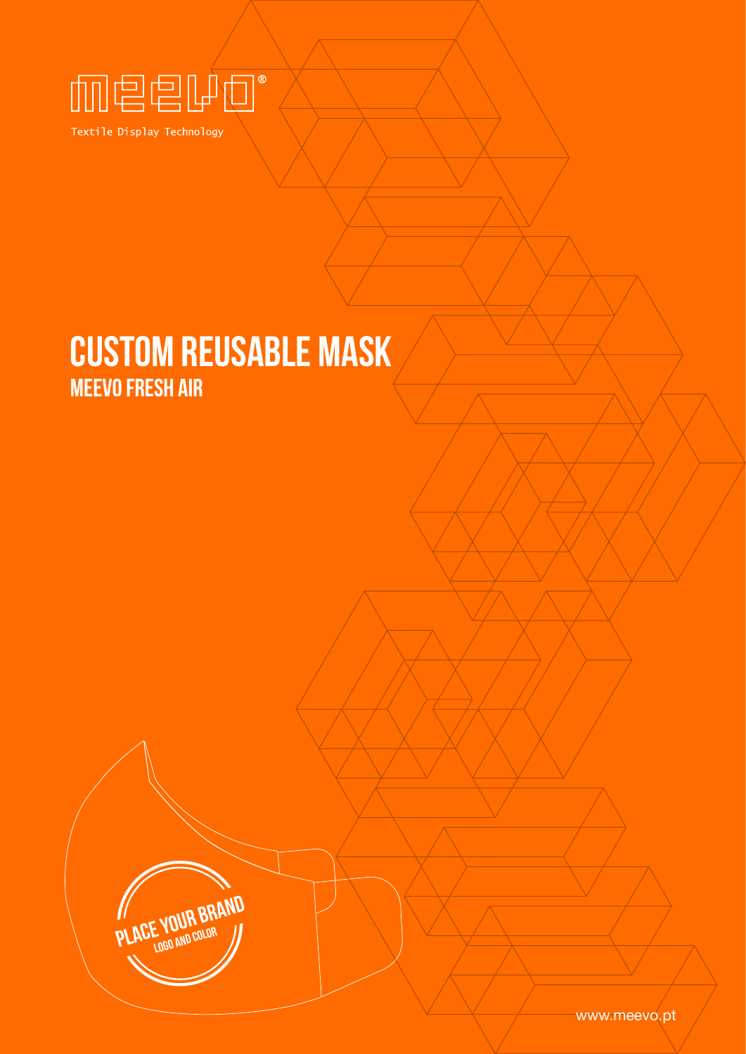meevo®

Textile Display Technology

# CUSTOM REUSABLE MASK

## MEEVO FRESH AIR

PLACE YOUR BRAND
LOGO AND COLOR

www.meevo.pt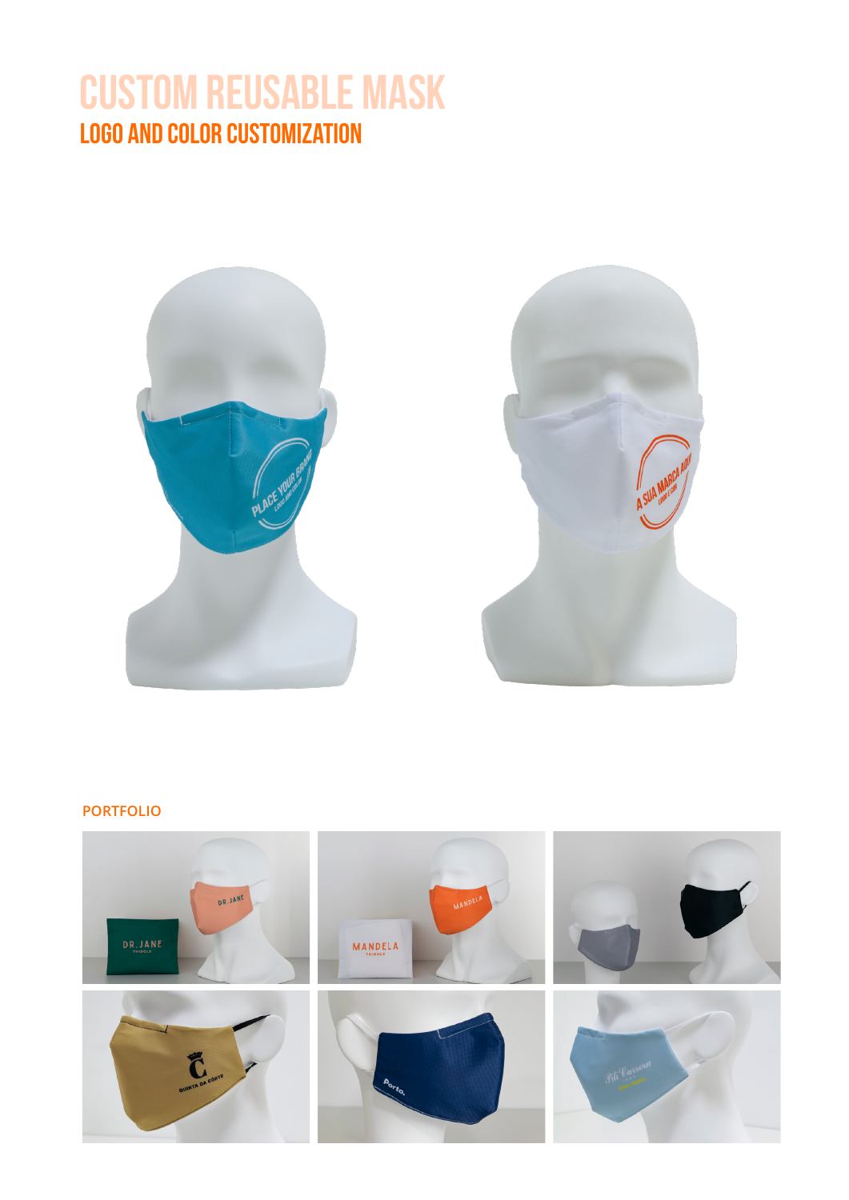# CUSTOM REUSABLE MASK

## LOGO AND COLOR CUSTOMIZATION

**PORTFOLIO**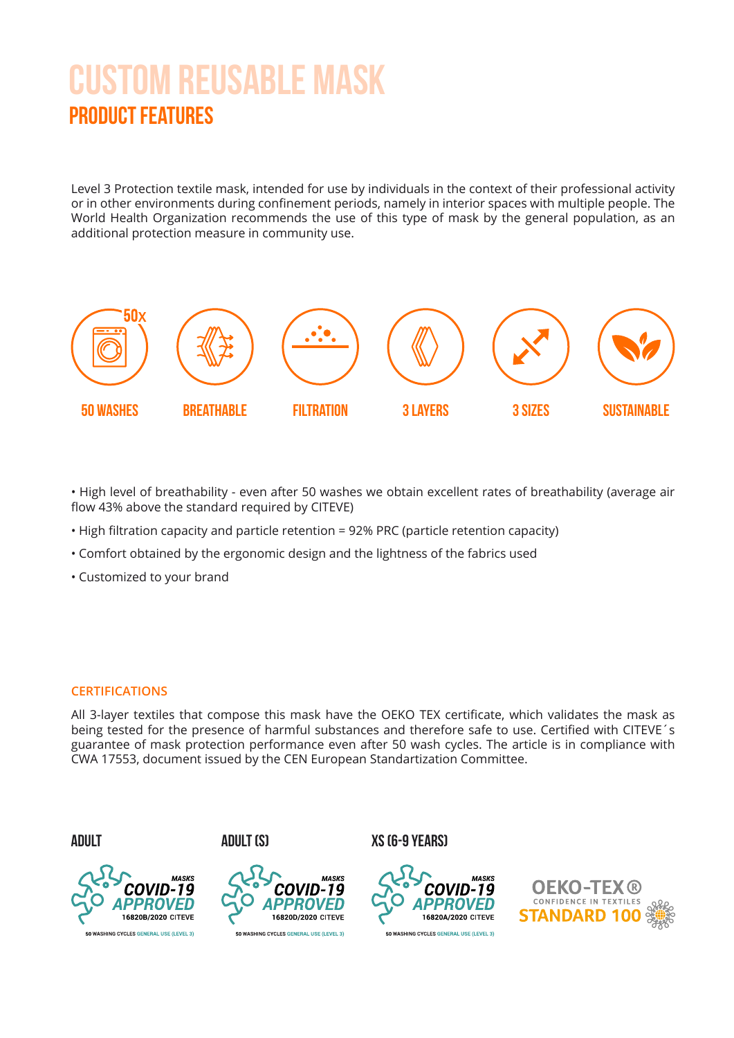# CUSTOM REUSABLE MASK

## PRODUCT FEATURES

Level 3 Protection textile mask, intended for use by individuals in the context of their professional activity or in other environments during confinement periods, namely in interior spaces with multiple people. The World Health Organization recommends the use of this type of mask by the general population, as an additional protection measure in community use.

50x

50 WASHES | BREATHABLE | FILTRATION | 3 LAYERS | 3 SIZES | SUSTAINABLE

- High level of breathability - even after 50 washes we obtain excellent rates of breathability (average air flow 43% above the standard required by CITEVE)
- High filtration capacity and particle retention = 92% PRC (particle retention capacity)
- Comfort obtained by the ergonomic design and the lightness of the fabrics used
- Customized to your brand

### CERTIFICATIONS

All 3-layer textiles that compose this mask have the OEKO TEX certificate, which validates the mask as being tested for the presence of harmful substances and therefore safe to use. Certified with CITEVE´s guarantee of mask protection performance even after 50 wash cycles. The article is in compliance with CWA 17553, document issued by the CEN European Standartization Committee.

**ADULT**

MASKS COVID-19 APPROVED
16820B/2020 CITEVE
50 WASHING CYCLES GENERAL USE (LEVEL 3)

**ADULT (S)**

MASKS COVID-19 APPROVED
16820D/2020 CITEVE
50 WASHING CYCLES GENERAL USE (LEVEL 3)

**XS (6-9 YEARS)**

MASKS COVID-19 APPROVED
16820A/2020 CITEVE
50 WASHING CYCLES GENERAL USE (LEVEL 3)

OEKO-TEX®
CONFIDENCE IN TEXTILES
STANDARD 100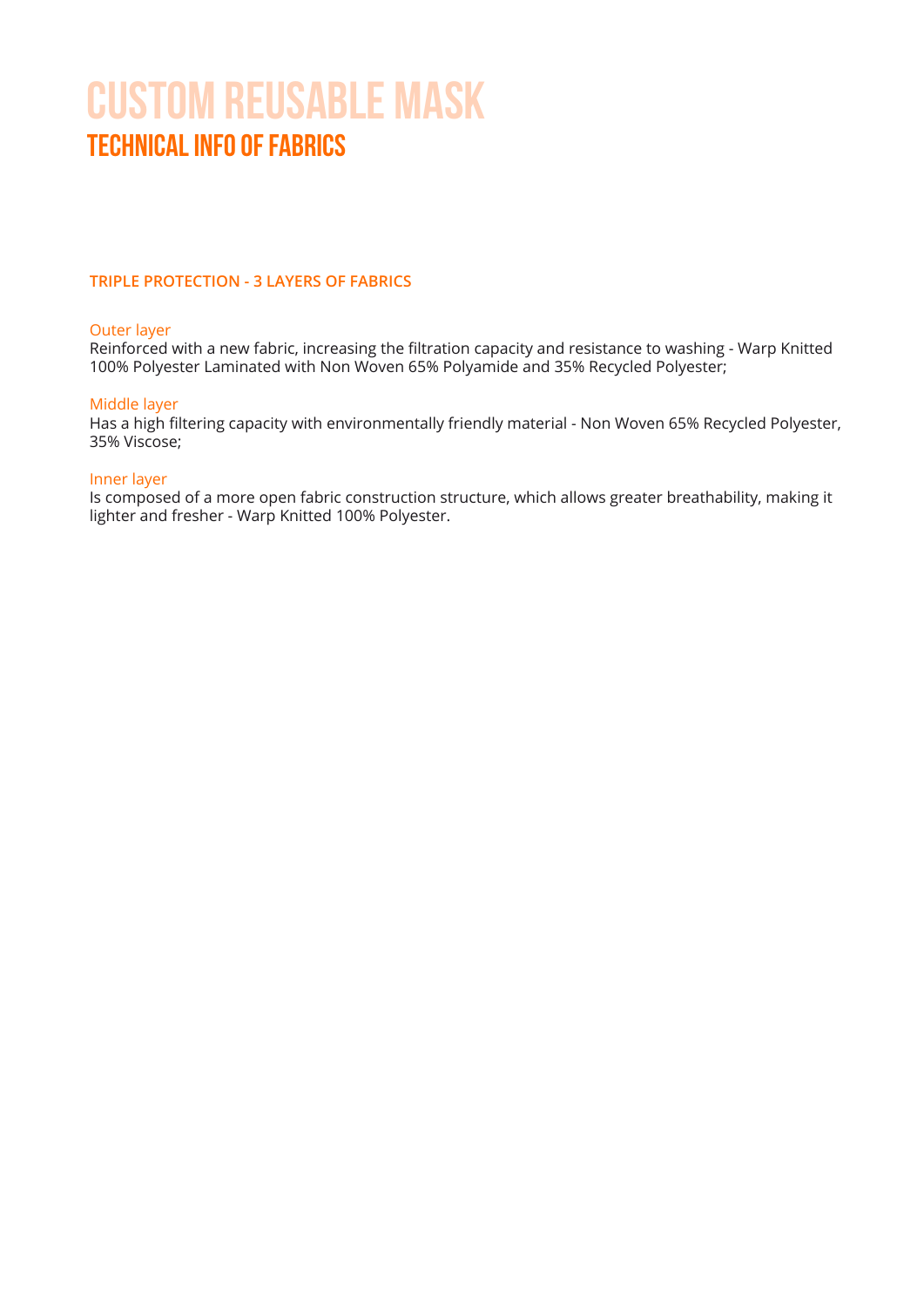# CUSTOM REUSABLE MASK

## TECHNICAL INFO OF FABRICS

### TRIPLE PROTECTION - 3 LAYERS OF FABRICS

Outer layer

Reinforced with a new fabric, increasing the filtration capacity and resistance to washing - Warp Knitted 100% Polyester Laminated with Non Woven 65% Polyamide and 35% Recycled Polyester;

Middle layer

Has a high filtering capacity with environmentally friendly material - Non Woven 65% Recycled Polyester, 35% Viscose;

Inner layer

Is composed of a more open fabric construction structure, which allows greater breathability, making it lighter and fresher - Warp Knitted 100% Polyester.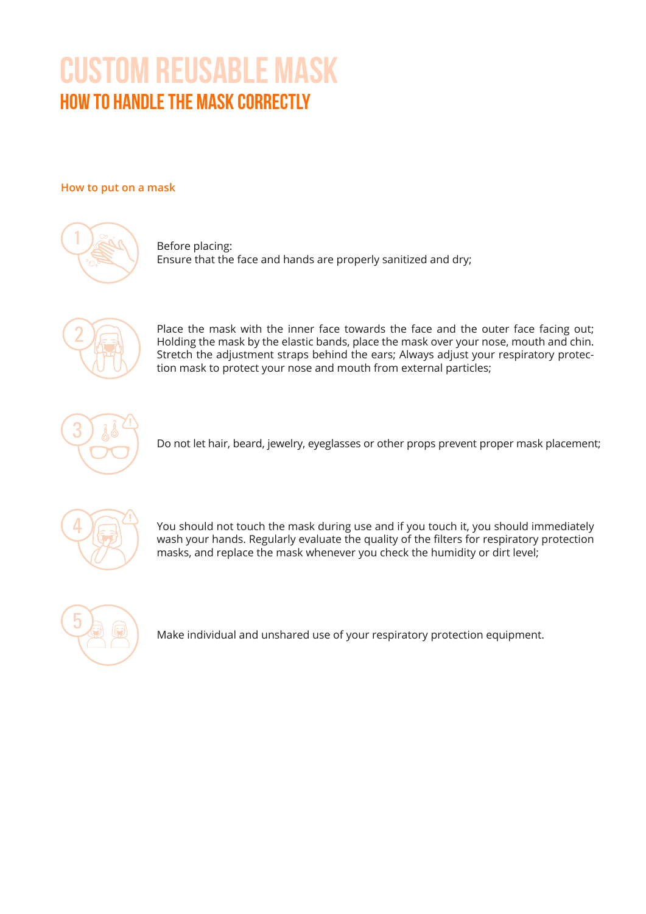# CUSTOM REUSABLE MASK

## HOW TO HANDLE THE MASK CORRECTLY

### How to put on a mask

1. Before placing:
   Ensure that the face and hands are properly sanitized and dry;

2. Place the mask with the inner face towards the face and the outer face facing out; Holding the mask by the elastic bands, place the mask over your nose, mouth and chin. Stretch the adjustment straps behind the ears; Always adjust your respiratory protection mask to protect your nose and mouth from external particles;

3. Do not let hair, beard, jewelry, eyeglasses or other props prevent proper mask placement;

4. You should not touch the mask during use and if you touch it, you should immediately wash your hands. Regularly evaluate the quality of the filters for respiratory protection masks, and replace the mask whenever you check the humidity or dirt level;

5. Make individual and unshared use of your respiratory protection equipment.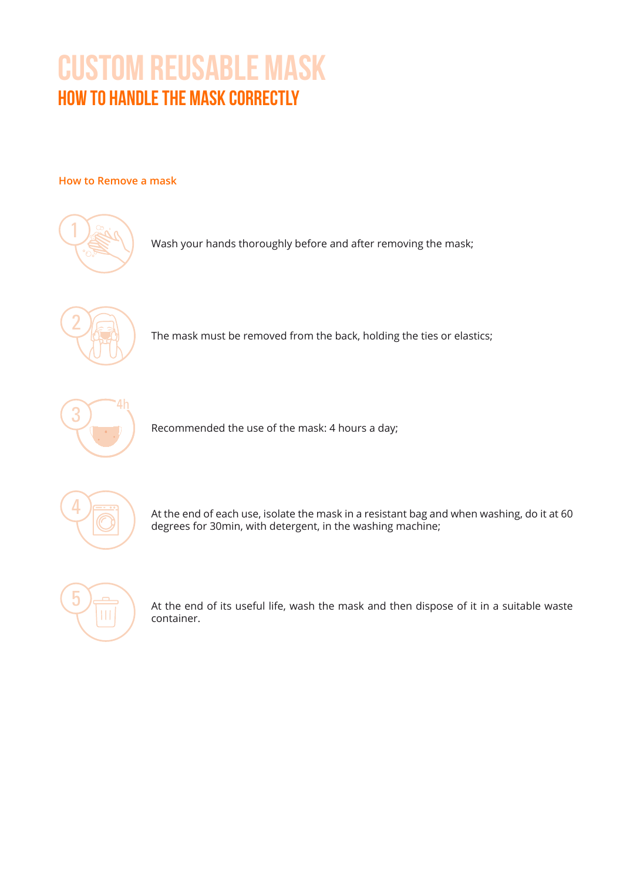# CUSTOM REUSABLE MASK

## HOW TO HANDLE THE MASK CORRECTLY

### How to Remove a mask

1. Wash your hands thoroughly before and after removing the mask;

2. The mask must be removed from the back, holding the ties or elastics;

3. Recommended the use of the mask: 4 hours a day;

4. At the end of each use, isolate the mask in a resistant bag and when washing, do it at 60 degrees for 30min, with detergent, in the washing machine;

5. At the end of its useful life, wash the mask and then dispose of it in a suitable waste container.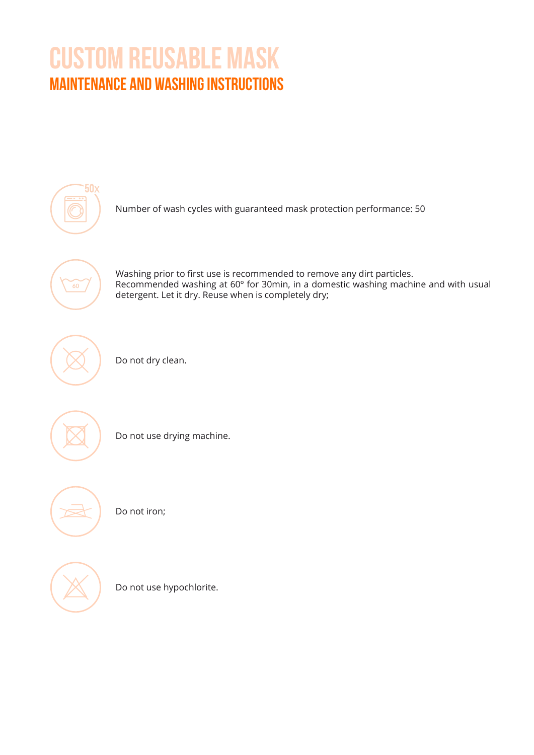# CUSTOM REUSABLE MASK

## MAINTENANCE AND WASHING INSTRUCTIONS

50x

Number of wash cycles with guaranteed mask protection performance: 50

60

Washing prior to first use is recommended to remove any dirt particles. Recommended washing at 60º for 30min, in a domestic washing machine and with usual detergent. Let it dry. Reuse when is completely dry;

Do not dry clean.

Do not use drying machine.

Do not iron;

Do not use hypochlorite.